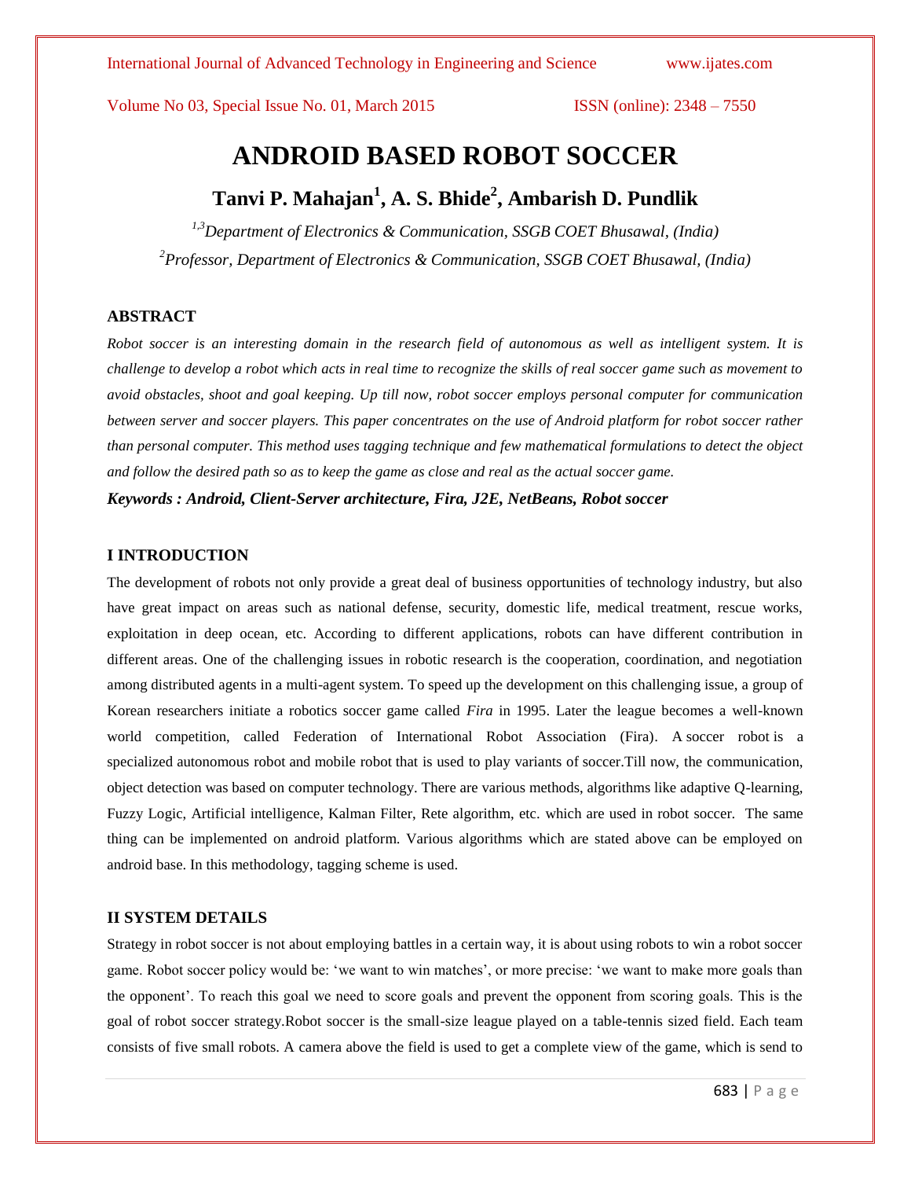# ANDROID BASED ROBOT SOCCER

## Tanvi P. Mahajan[1], A. S. Bhide[2], Ambarish D. Pundlik

*[1,3]Department of Electronics & Communication, SSGB COET Bhusawal, (India)*

*[2]Professor, Department of Electronics & Communication, SSGB COET Bhusawal, (India)*

### ABSTRACT

*Robot soccer is an interesting domain in the research field of autonomous as well as intelligent system. It is challenge to develop a robot which acts in real time to recognize the skills of real soccer game such as movement to avoid obstacles, shoot and goal keeping. Up till now, robot soccer employs personal computer for communication between server and soccer players. This paper concentrates on the use of Android platform for robot soccer rather than personal computer. This method uses tagging technique and few mathematical formulations to detect the object and follow the desired path so as to keep the game as close and real as the actual soccer game.*

***Keywords : Android, Client-Server architecture, Fira, J2E, NetBeans, Robot soccer***

### I INTRODUCTION

The development of robots not only provide a great deal of business opportunities of technology industry, but also have great impact on areas such as national defense, security, domestic life, medical treatment, rescue works, exploitation in deep ocean, etc. According to different applications, robots can have different contribution in different areas. One of the challenging issues in robotic research is the cooperation, coordination, and negotiation among distributed agents in a multi-agent system. To speed up the development on this challenging issue, a group of Korean researchers initiate a robotics soccer game called *Fira* in 1995. Later the league becomes a well-known world competition, called Federation of International Robot Association (Fira). A soccer robot is a specialized autonomous robot and mobile robot that is used to play variants of soccer.Till now, the communication, object detection was based on computer technology. There are various methods, algorithms like adaptive Q-learning, Fuzzy Logic, Artificial intelligence, Kalman Filter, Rete algorithm, etc. which are used in robot soccer. The same thing can be implemented on android platform. Various algorithms which are stated above can be employed on android base. In this methodology, tagging scheme is used.

### II SYSTEM DETAILS

Strategy in robot soccer is not about employing battles in a certain way, it is about using robots to win a robot soccer game. Robot soccer policy would be: 'we want to win matches', or more precise: 'we want to make more goals than the opponent'. To reach this goal we need to score goals and prevent the opponent from scoring goals. This is the goal of robot soccer strategy.Robot soccer is the small-size league played on a table-tennis sized field. Each team consists of five small robots. A camera above the field is used to get a complete view of the game, which is send to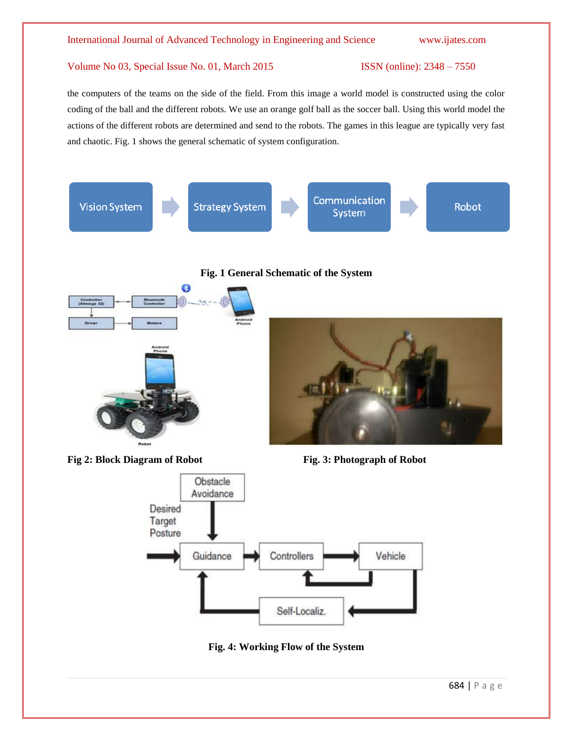the computers of the teams on the side of the field. From this image a world model is constructed using the color coding of the ball and the different robots. We use an orange golf ball as the soccer ball. Using this world model the actions of the different robots are determined and send to the robots. The games in this league are typically very fast and chaotic. Fig. 1 shows the general schematic of system configuration.

Vision System → Strategy System → Communication System → Robot

**Fig. 1 General Schematic of the System**

**Fig 2: Block Diagram of Robot**

**Fig. 3: Photograph of Robot**

**Fig. 4: Working Flow of the System**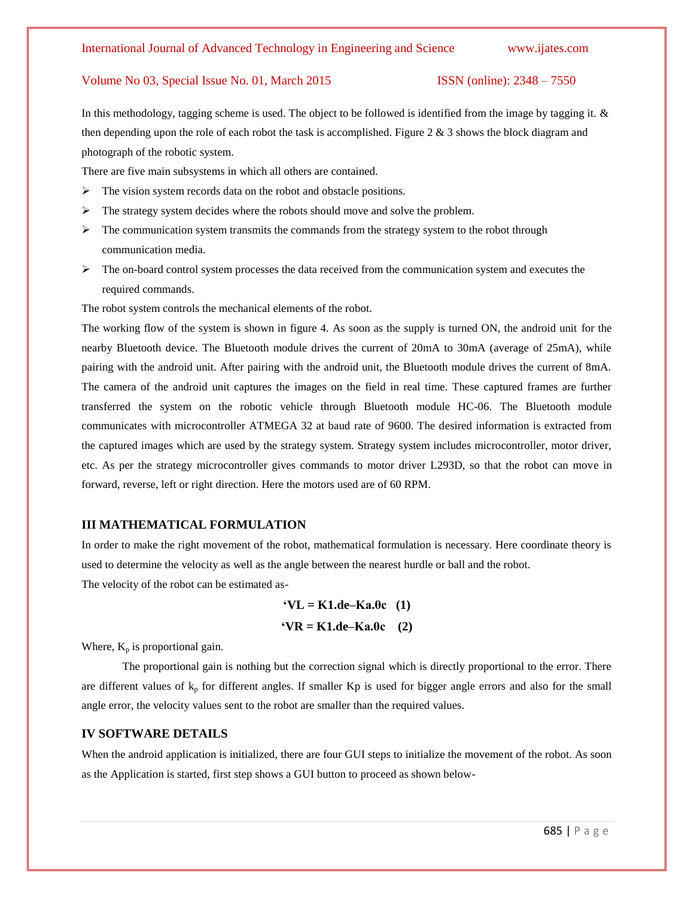In this methodology, tagging scheme is used. The object to be followed is identified from the image by tagging it. & then depending upon the role of each robot the task is accomplished. Figure 2 & 3 shows the block diagram and photograph of the robotic system.

There are five main subsystems in which all others are contained.

- The vision system records data on the robot and obstacle positions.
- The strategy system decides where the robots should move and solve the problem.
- The communication system transmits the commands from the strategy system to the robot through communication media.
- The on-board control system processes the data received from the communication system and executes the required commands.

The robot system controls the mechanical elements of the robot.

The working flow of the system is shown in figure 4. As soon as the supply is turned ON, the android unit for the nearby Bluetooth device. The Bluetooth module drives the current of 20mA to 30mA (average of 25mA), while pairing with the android unit. After pairing with the android unit, the Bluetooth module drives the current of 8mA. The camera of the android unit captures the images on the field in real time. These captured frames are further transferred the system on the robotic vehicle through Bluetooth module HC-06. The Bluetooth module communicates with microcontroller ATMEGA 32 at baud rate of 9600. The desired information is extracted from the captured images which are used by the strategy system. Strategy system includes microcontroller, motor driver, etc. As per the strategy microcontroller gives commands to motor driver L293D, so that the robot can move in forward, reverse, left or right direction. Here the motors used are of 60 RPM.

## III MATHEMATICAL FORMULATION

In order to make the right movement of the robot, mathematical formulation is necessary. Here coordinate theory is used to determine the velocity as well as the angle between the nearest hurdle or ball and the robot.

The velocity of the robot can be estimated as-

$$'VL = K1.de - Ka.\theta c \quad (1)$$

$$'VR = K1.de - Ka.\theta c \quad (2)$$

Where, $K_p$ is proportional gain.

The proportional gain is nothing but the correction signal which is directly proportional to the error. There are different values of $k_p$ for different angles. If smaller Kp is used for bigger angle errors and also for the small angle error, the velocity values sent to the robot are smaller than the required values.

## IV SOFTWARE DETAILS

When the android application is initialized, there are four GUI steps to initialize the movement of the robot. As soon as the Application is started, first step shows a GUI button to proceed as shown below-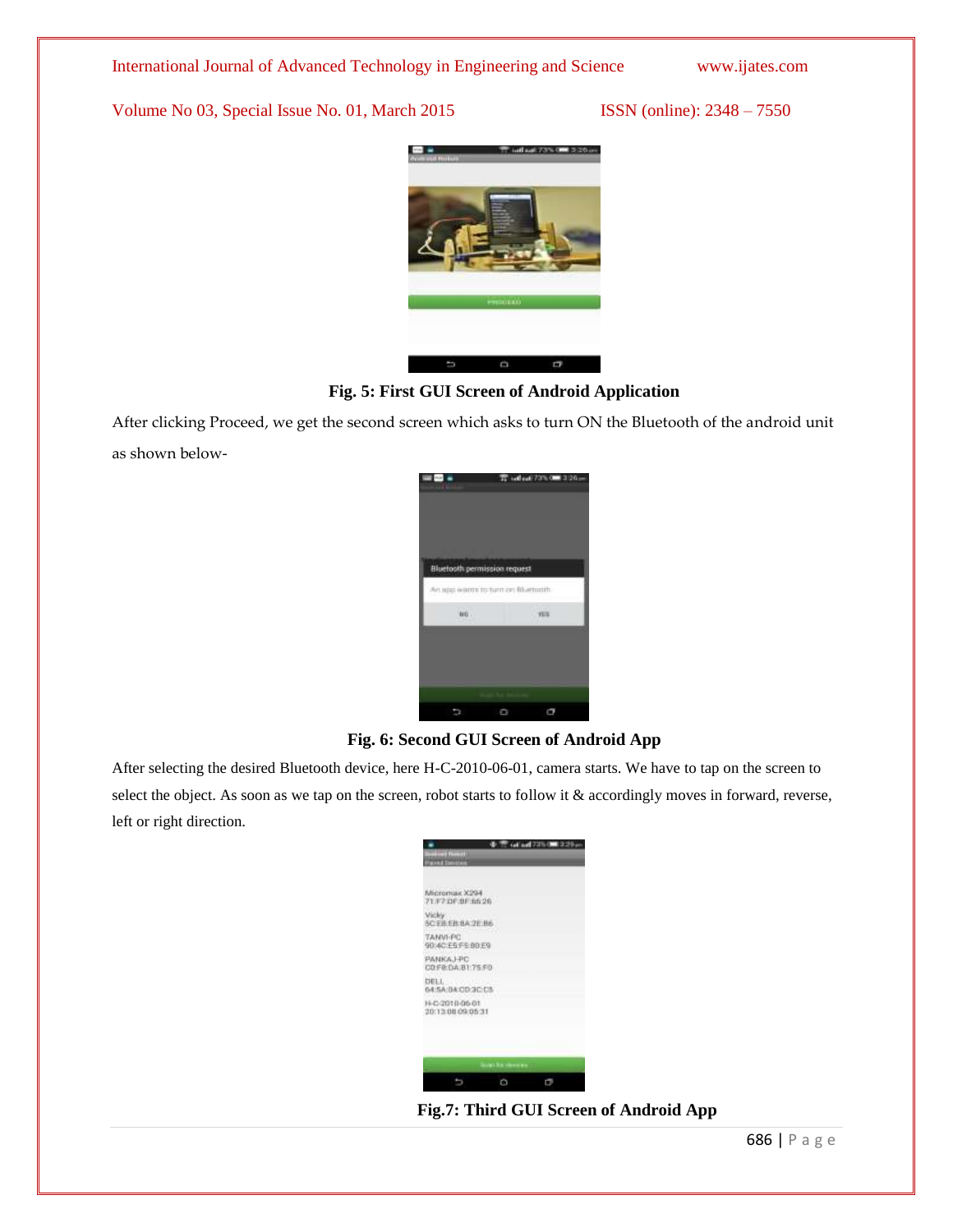Fig. 5: First GUI Screen of Android Application

After clicking Proceed, we get the second screen which asks to turn ON the Bluetooth of the android unit as shown below-

Fig. 6: Second GUI Screen of Android App

After selecting the desired Bluetooth device, here H-C-2010-06-01, camera starts. We have to tap on the screen to select the object. As soon as we tap on the screen, robot starts to follow it & accordingly moves in forward, reverse, left or right direction.

Fig.7: Third GUI Screen of Android App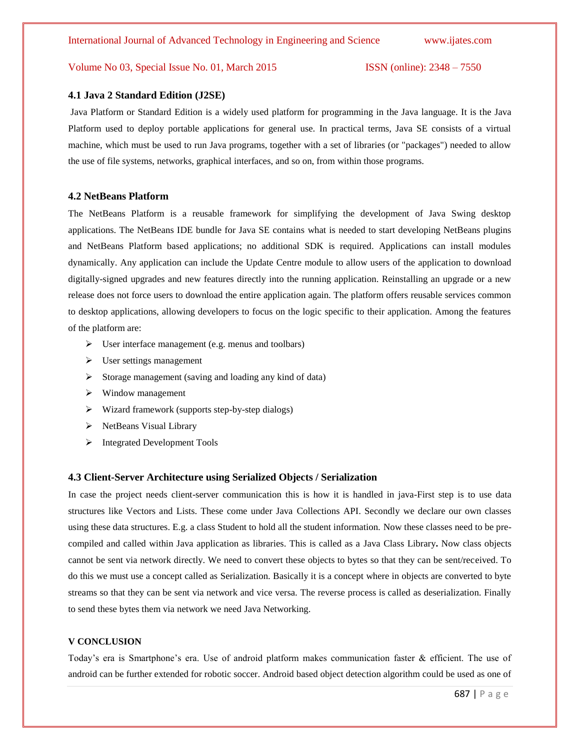### 4.1 Java 2 Standard Edition (J2SE)

Java Platform or Standard Edition is a widely used platform for programming in the Java language. It is the Java Platform used to deploy portable applications for general use. In practical terms, Java SE consists of a virtual machine, which must be used to run Java programs, together with a set of libraries (or "packages") needed to allow the use of file systems, networks, graphical interfaces, and so on, from within those programs.

### 4.2 NetBeans Platform

The NetBeans Platform is a reusable framework for simplifying the development of Java Swing desktop applications. The NetBeans IDE bundle for Java SE contains what is needed to start developing NetBeans plugins and NetBeans Platform based applications; no additional SDK is required. Applications can install modules dynamically. Any application can include the Update Centre module to allow users of the application to download digitally-signed upgrades and new features directly into the running application. Reinstalling an upgrade or a new release does not force users to download the entire application again. The platform offers reusable services common to desktop applications, allowing developers to focus on the logic specific to their application. Among the features of the platform are:

- User interface management (e.g. menus and toolbars)
- User settings management
- Storage management (saving and loading any kind of data)
- Window management
- Wizard framework (supports step-by-step dialogs)
- NetBeans Visual Library
- Integrated Development Tools

### 4.3 Client-Server Architecture using Serialized Objects / Serialization

In case the project needs client-server communication this is how it is handled in java-First step is to use data structures like Vectors and Lists. These come under Java Collections API. Secondly we declare our own classes using these data structures. E.g. a class Student to hold all the student information. Now these classes need to be pre-compiled and called within Java application as libraries. This is called as a Java Class Library**.** Now class objects cannot be sent via network directly. We need to convert these objects to bytes so that they can be sent/received. To do this we must use a concept called as Serialization. Basically it is a concept where in objects are converted to byte streams so that they can be sent via network and vice versa. The reverse process is called as deserialization. Finally to send these bytes them via network we need Java Networking.

## V CONCLUSION

Today's era is Smartphone's era. Use of android platform makes communication faster & efficient. The use of android can be further extended for robotic soccer. Android based object detection algorithm could be used as one of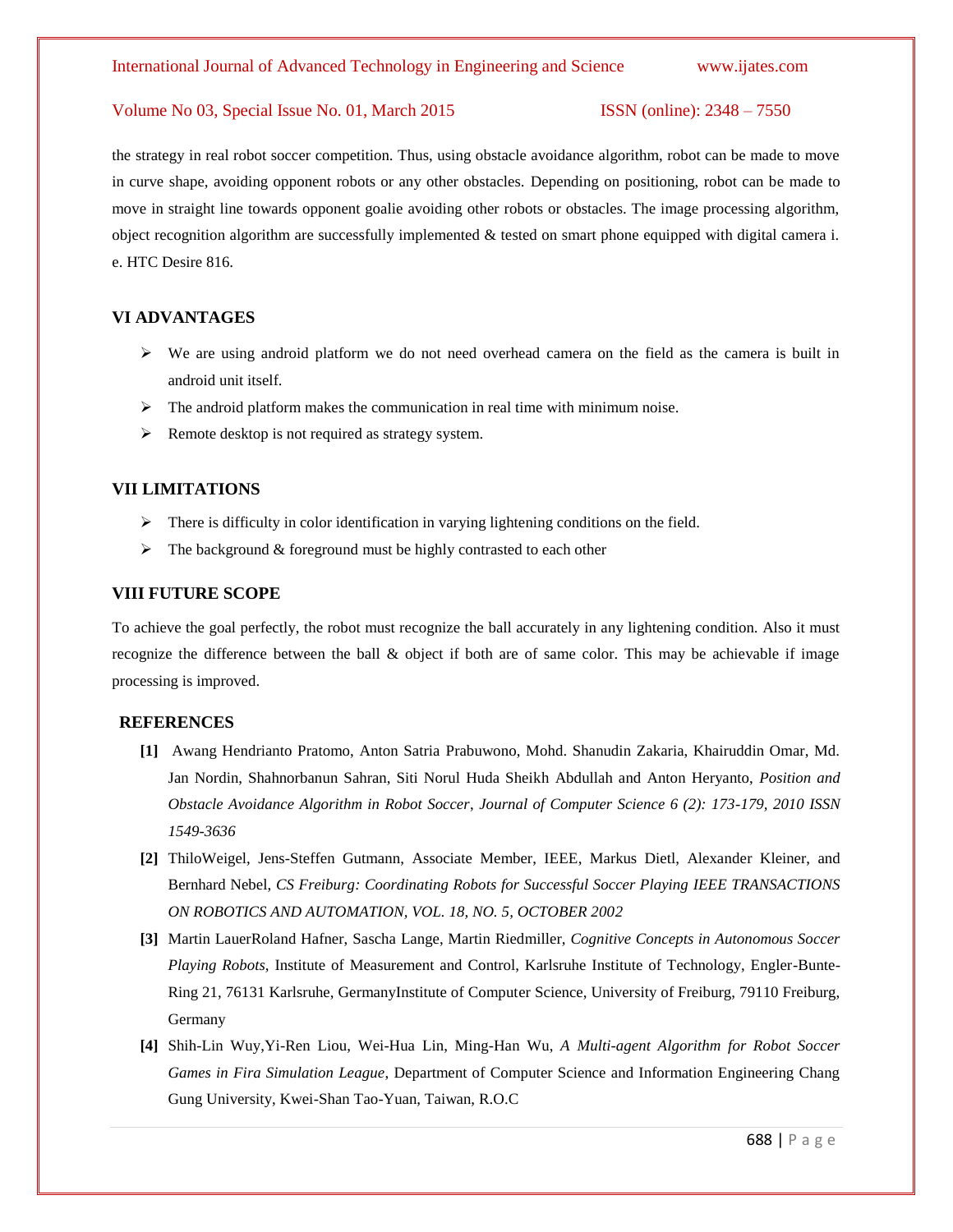the strategy in real robot soccer competition. Thus, using obstacle avoidance algorithm, robot can be made to move in curve shape, avoiding opponent robots or any other obstacles. Depending on positioning, robot can be made to move in straight line towards opponent goalie avoiding other robots or obstacles. The image processing algorithm, object recognition algorithm are successfully implemented & tested on smart phone equipped with digital camera i. e. HTC Desire 816.

## VI ADVANTAGES

- We are using android platform we do not need overhead camera on the field as the camera is built in android unit itself.
- The android platform makes the communication in real time with minimum noise.
- Remote desktop is not required as strategy system.

## VII LIMITATIONS

- There is difficulty in color identification in varying lightening conditions on the field.
- The background & foreground must be highly contrasted to each other

## VIII FUTURE SCOPE

To achieve the goal perfectly, the robot must recognize the ball accurately in any lightening condition. Also it must recognize the difference between the ball & object if both are of same color. This may be achievable if image processing is improved.

## REFERENCES

**[1]** Awang Hendrianto Pratomo, Anton Satria Prabuwono, Mohd. Shanudin Zakaria, Khairuddin Omar, Md. Jan Nordin, Shahnorbanun Sahran, Siti Norul Huda Sheikh Abdullah and Anton Heryanto, *Position and Obstacle Avoidance Algorithm in Robot Soccer, Journal of Computer Science 6 (2): 173-179, 2010 ISSN 1549-3636*

**[2]** ThiloWeigel, Jens-Steffen Gutmann, Associate Member, IEEE, Markus Dietl, Alexander Kleiner, and Bernhard Nebel, *CS Freiburg: Coordinating Robots for Successful Soccer Playing IEEE TRANSACTIONS ON ROBOTICS AND AUTOMATION, VOL. 18, NO. 5, OCTOBER 2002*

**[3]** Martin LauerRoland Hafner, Sascha Lange, Martin Riedmiller, *Cognitive Concepts in Autonomous Soccer Playing Robots*, Institute of Measurement and Control, Karlsruhe Institute of Technology, Engler-Bunte-Ring 21, 76131 Karlsruhe, GermanyInstitute of Computer Science, University of Freiburg, 79110 Freiburg, Germany

**[4]** Shih-Lin Wuy,Yi-Ren Liou, Wei-Hua Lin, Ming-Han Wu, *A Multi-agent Algorithm for Robot Soccer Games in Fira Simulation League*, Department of Computer Science and Information Engineering Chang Gung University, Kwei-Shan Tao-Yuan, Taiwan, R.O.C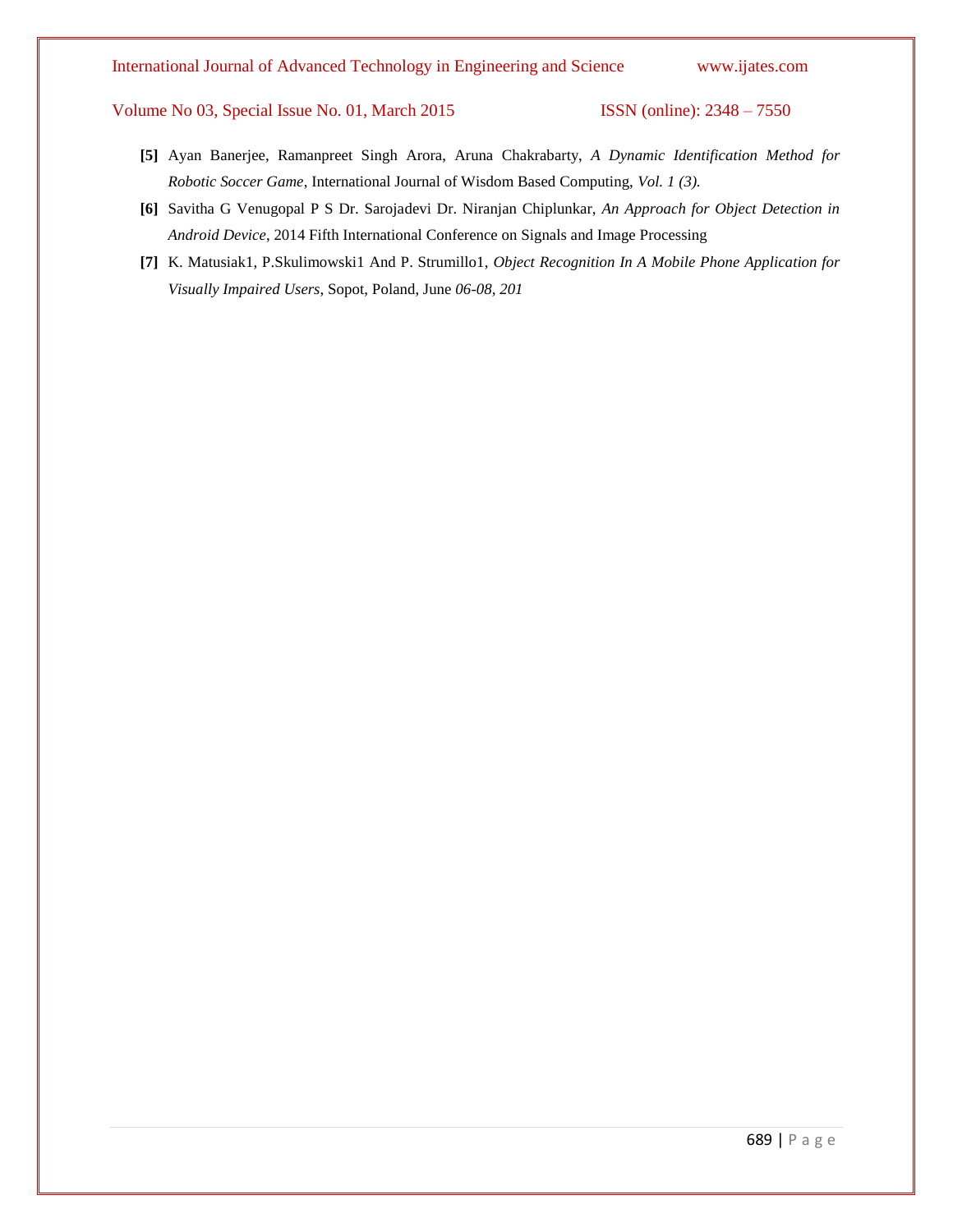**[5]** Ayan Banerjee, Ramanpreet Singh Arora, Aruna Chakrabarty, *A Dynamic Identification Method for Robotic Soccer Game*, International Journal of Wisdom Based Computing, *Vol. 1 (3).*

**[6]** Savitha G Venugopal P S Dr. Sarojadevi Dr. Niranjan Chiplunkar, *An Approach for Object Detection in Android Device*, 2014 Fifth International Conference on Signals and Image Processing

**[7]** K. Matusiak1, P.Skulimowski1 And P. Strumillo1, *Object Recognition In A Mobile Phone Application for Visually Impaired Users*, Sopot, Poland, June *06-08, 201*